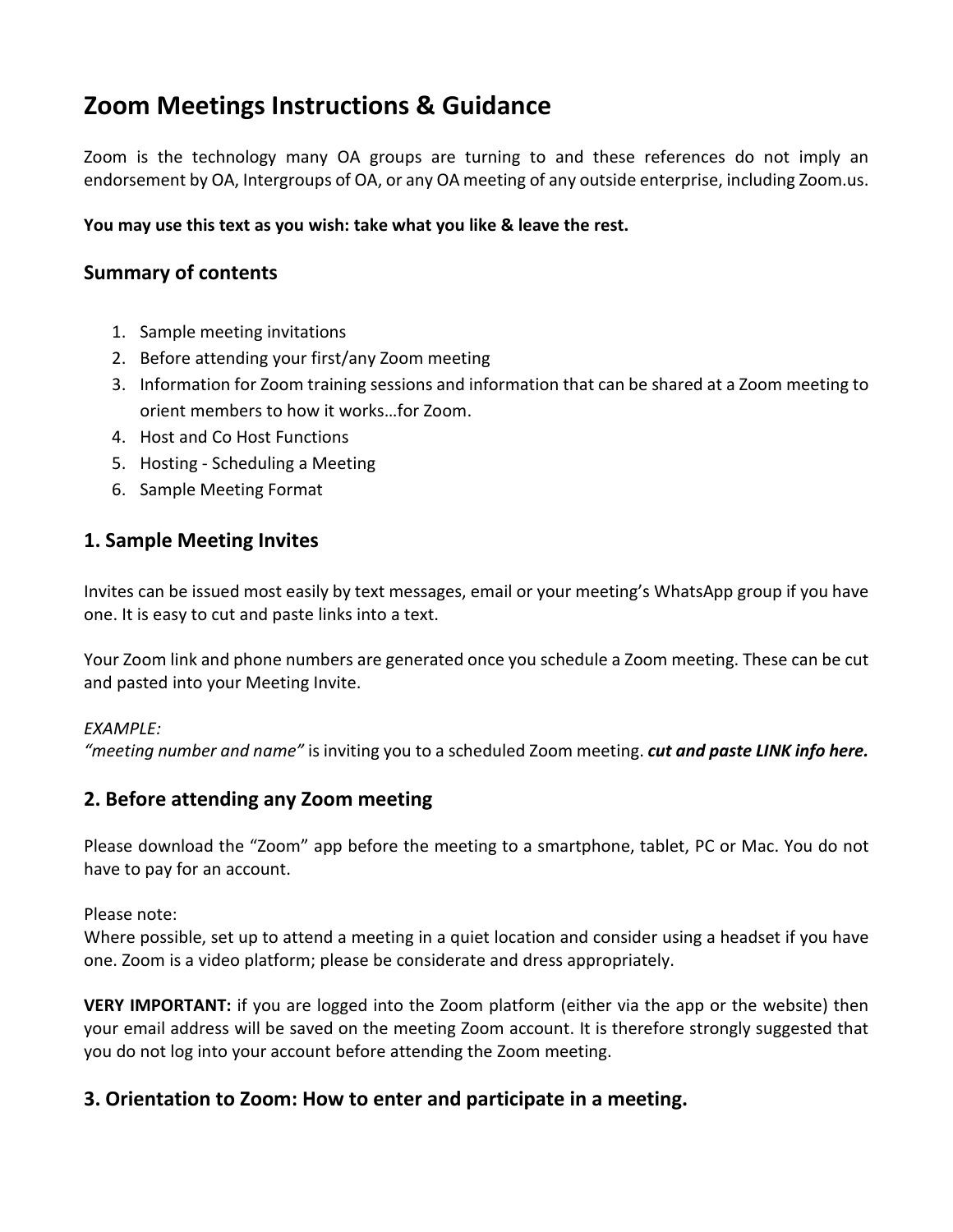# Zoom Meetings Instructions & Guidance

Zoom is the technology many OA groups are turning to and these references do not imply an endorsement by OA, Intergroups of OA, or any OA meeting of any outside enterprise, including Zoom.us.

**You may use this text as you wish: take what you like & leave the rest.**

## Summary of contents

1. Sample meeting invitations
2. Before attending your first/any Zoom meeting
3. Information for Zoom training sessions and information that can be shared at a Zoom meeting to orient members to how it works…for Zoom.
4. Host and Co Host Functions
5. Hosting - Scheduling a Meeting
6. Sample Meeting Format

## 1. Sample Meeting Invites

Invites can be issued most easily by text messages, email or your meeting's WhatsApp group if you have one. It is easy to cut and paste links into a text.

Your Zoom link and phone numbers are generated once you schedule a Zoom meeting. These can be cut and pasted into your Meeting Invite.

*EXAMPLE:*
*"meeting number and name"* is inviting you to a scheduled Zoom meeting. ***cut and paste LINK info here.***

## 2. Before attending any Zoom meeting

Please download the "Zoom" app before the meeting to a smartphone, tablet, PC or Mac. You do not have to pay for an account.

Please note:
Where possible, set up to attend a meeting in a quiet location and consider using a headset if you have one. Zoom is a video platform; please be considerate and dress appropriately.

**VERY IMPORTANT:** if you are logged into the Zoom platform (either via the app or the website) then your email address will be saved on the meeting Zoom account. It is therefore strongly suggested that you do not log into your account before attending the Zoom meeting.

## 3. Orientation to Zoom: How to enter and participate in a meeting.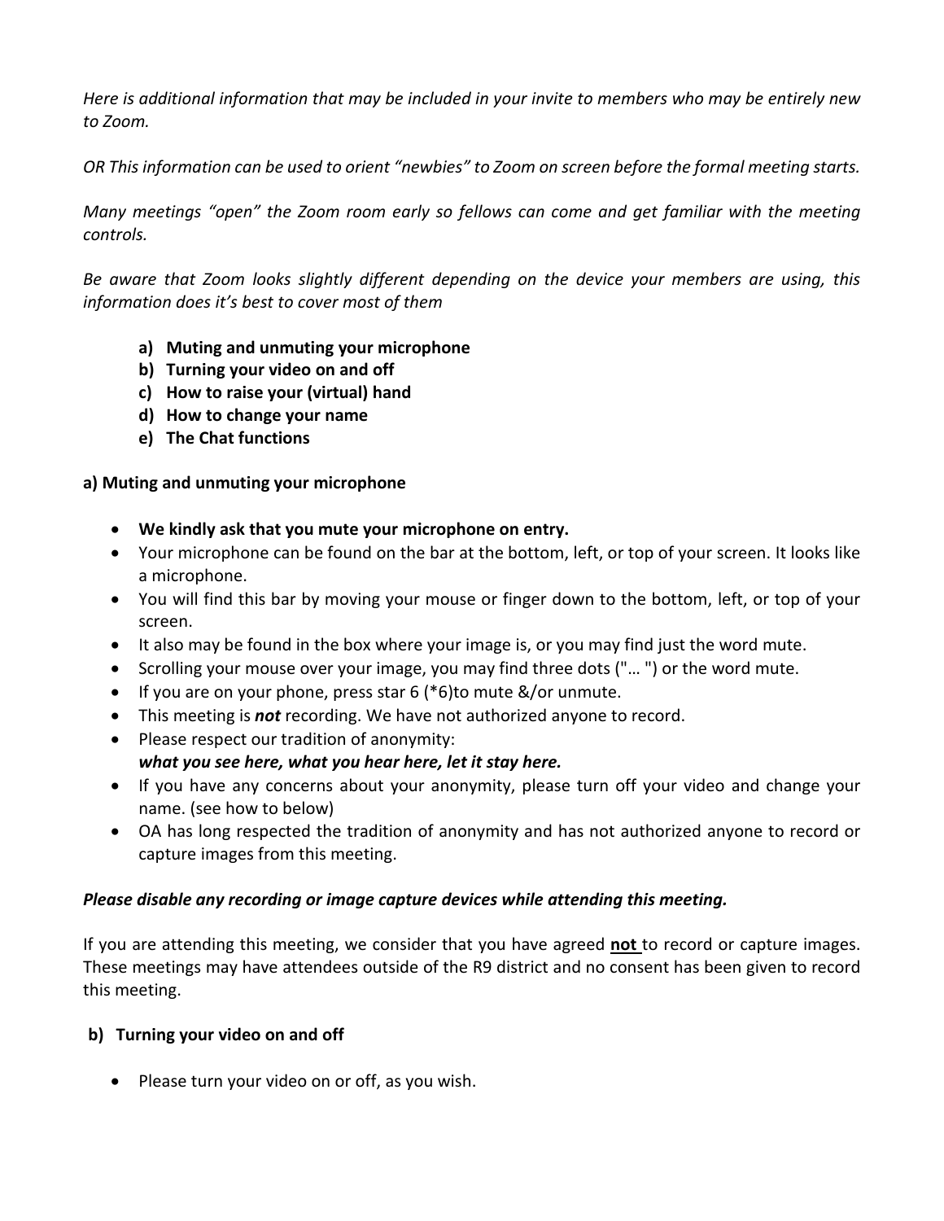*Here is additional information that may be included in your invite to members who may be entirely new to Zoom.*

*OR This information can be used to orient "newbies" to Zoom on screen before the formal meeting starts.*

*Many meetings "open" the Zoom room early so fellows can come and get familiar with the meeting controls.*

*Be aware that Zoom looks slightly different depending on the device your members are using, this information does it's best to cover most of them*

**a) Muting and unmuting your microphone**
**b) Turning your video on and off**
**c) How to raise your (virtual) hand**
**d) How to change your name**
**e) The Chat functions**

**a) Muting and unmuting your microphone**

- **We kindly ask that you mute your microphone on entry.**
- Your microphone can be found on the bar at the bottom, left, or top of your screen. It looks like a microphone.
- You will find this bar by moving your mouse or finger down to the bottom, left, or top of your screen.
- It also may be found in the box where your image is, or you may find just the word mute.
- Scrolling your mouse over your image, you may find three dots ("… ") or the word mute.
- If you are on your phone, press star 6 (*6)to mute &/or unmute.
- This meeting is ***not*** recording. We have not authorized anyone to record.
- Please respect our tradition of anonymity:
  ***what you see here, what you hear here, let it stay here.***
- If you have any concerns about your anonymity, please turn off your video and change your name. (see how to below)
- OA has long respected the tradition of anonymity and has not authorized anyone to record or capture images from this meeting.

***Please disable any recording or image capture devices while attending this meeting.***

If you are attending this meeting, we consider that you have agreed **not** to record or capture images. These meetings may have attendees outside of the R9 district and no consent has been given to record this meeting.

**b) Turning your video on and off**

- Please turn your video on or off, as you wish.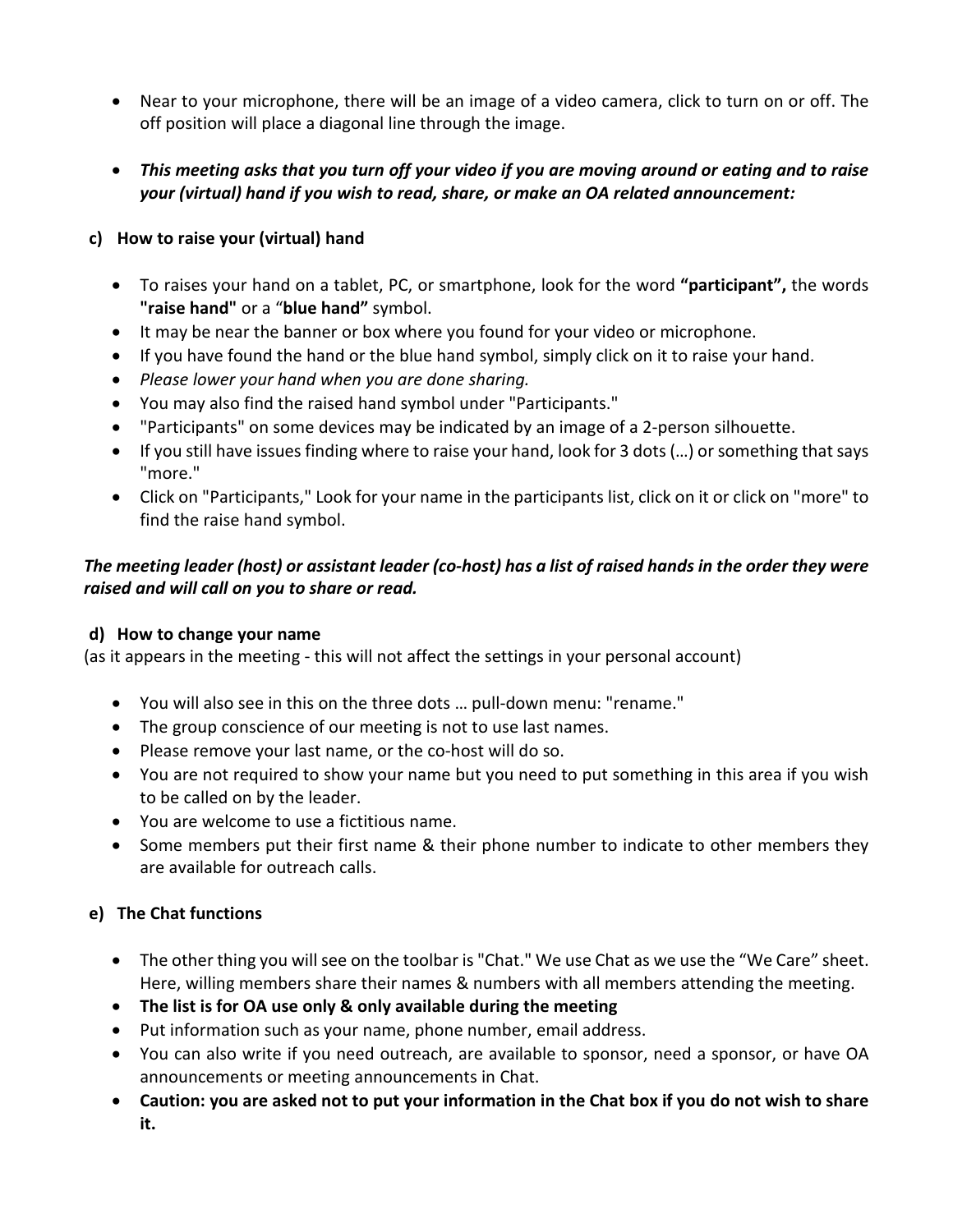- Near to your microphone, there will be an image of a video camera, click to turn on or off. The off position will place a diagonal line through the image.

- ***This meeting asks that you turn off your video if you are moving around or eating and to raise your (virtual) hand if you wish to read, share, or make an OA related announcement:***

**c) How to raise your (virtual) hand**

- To raises your hand on a tablet, PC, or smartphone, look for the word **"participant",** the words **"raise hand"** or a "**blue hand"** symbol.
- It may be near the banner or box where you found for your video or microphone.
- If you have found the hand or the blue hand symbol, simply click on it to raise your hand.
- *Please lower your hand when you are done sharing.*
- You may also find the raised hand symbol under "Participants."
- "Participants" on some devices may be indicated by an image of a 2-person silhouette.
- If you still have issues finding where to raise your hand, look for 3 dots (…) or something that says "more."
- Click on "Participants," Look for your name in the participants list, click on it or click on "more" to find the raise hand symbol.

***The meeting leader (host) or assistant leader (co-host) has a list of raised hands in the order they were raised and will call on you to share or read.***

**d) How to change your name**

(as it appears in the meeting - this will not affect the settings in your personal account)

- You will also see in this on the three dots … pull-down menu: "rename."
- The group conscience of our meeting is not to use last names.
- Please remove your last name, or the co-host will do so.
- You are not required to show your name but you need to put something in this area if you wish to be called on by the leader.
- You are welcome to use a fictitious name.
- Some members put their first name & their phone number to indicate to other members they are available for outreach calls.

**e) The Chat functions**

- The other thing you will see on the toolbar is "Chat." We use Chat as we use the "We Care" sheet. Here, willing members share their names & numbers with all members attending the meeting.
- **The list is for OA use only & only available during the meeting**
- Put information such as your name, phone number, email address.
- You can also write if you need outreach, are available to sponsor, need a sponsor, or have OA announcements or meeting announcements in Chat.
- **Caution: you are asked not to put your information in the Chat box if you do not wish to share it.**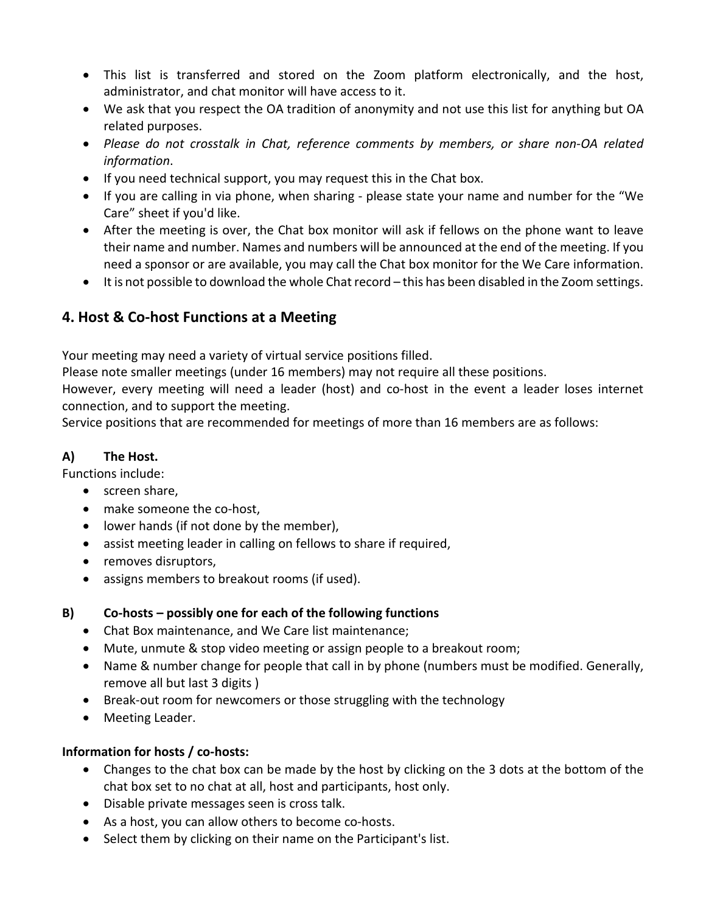- This list is transferred and stored on the Zoom platform electronically, and the host, administrator, and chat monitor will have access to it.
- We ask that you respect the OA tradition of anonymity and not use this list for anything but OA related purposes.
- *Please do not crosstalk in Chat, reference comments by members, or share non-OA related information*.
- If you need technical support, you may request this in the Chat box.
- If you are calling in via phone, when sharing - please state your name and number for the "We Care" sheet if you'd like.
- After the meeting is over, the Chat box monitor will ask if fellows on the phone want to leave their name and number. Names and numbers will be announced at the end of the meeting. If you need a sponsor or are available, you may call the Chat box monitor for the We Care information.
- It is not possible to download the whole Chat record – this has been disabled in the Zoom settings.

## 4. Host & Co-host Functions at a Meeting

Your meeting may need a variety of virtual service positions filled.
Please note smaller meetings (under 16 members) may not require all these positions.
However, every meeting will need a leader (host) and co-host in the event a leader loses internet connection, and to support the meeting.
Service positions that are recommended for meetings of more than 16 members are as follows:

**A) The Host.**
Functions include:

- screen share,
- make someone the co-host,
- lower hands (if not done by the member),
- assist meeting leader in calling on fellows to share if required,
- removes disruptors,
- assigns members to breakout rooms (if used).

**B) Co-hosts – possibly one for each of the following functions**

- Chat Box maintenance, and We Care list maintenance;
- Mute, unmute & stop video meeting or assign people to a breakout room;
- Name & number change for people that call in by phone (numbers must be modified. Generally, remove all but last 3 digits )
- Break-out room for newcomers or those struggling with the technology
- Meeting Leader.

**Information for hosts / co-hosts:**

- Changes to the chat box can be made by the host by clicking on the 3 dots at the bottom of the chat box set to no chat at all, host and participants, host only.
- Disable private messages seen is cross talk.
- As a host, you can allow others to become co-hosts.
- Select them by clicking on their name on the Participant's list.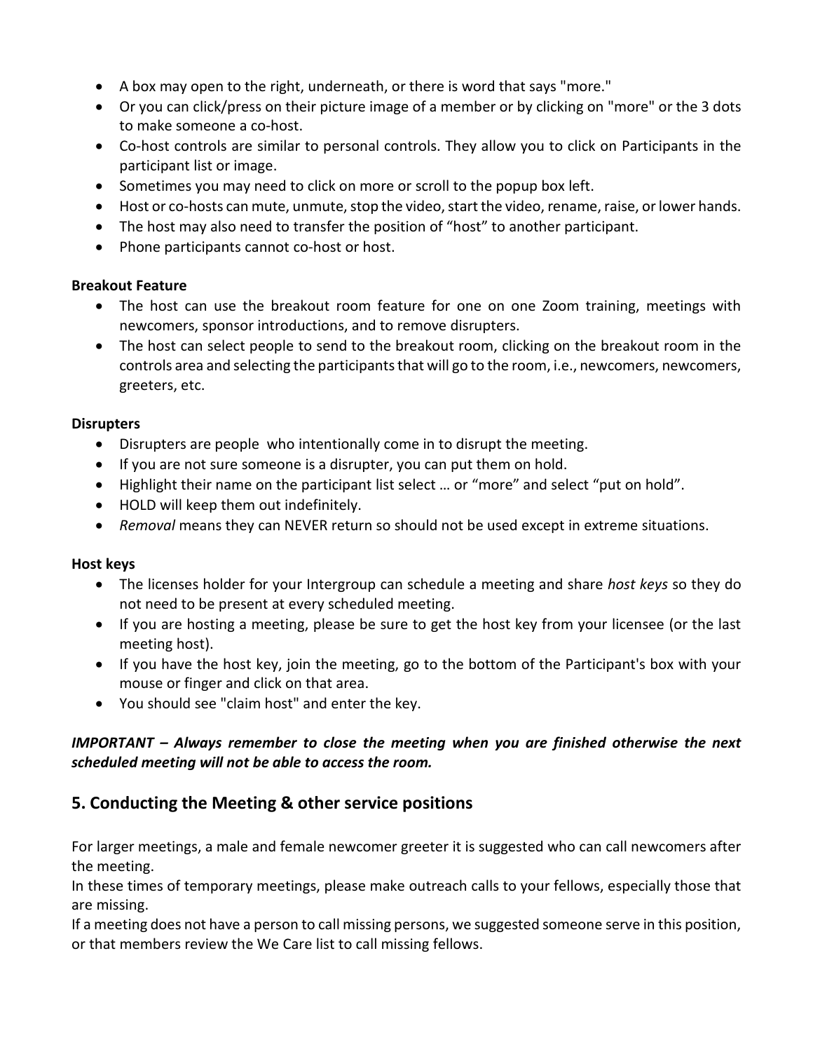- A box may open to the right, underneath, or there is word that says "more."
- Or you can click/press on their picture image of a member or by clicking on "more" or the 3 dots to make someone a co-host.
- Co-host controls are similar to personal controls. They allow you to click on Participants in the participant list or image.
- Sometimes you may need to click on more or scroll to the popup box left.
- Host or co-hosts can mute, unmute, stop the video, start the video, rename, raise, or lower hands.
- The host may also need to transfer the position of "host" to another participant.
- Phone participants cannot co-host or host.

**Breakout Feature**

- The host can use the breakout room feature for one on one Zoom training, meetings with newcomers, sponsor introductions, and to remove disrupters.
- The host can select people to send to the breakout room, clicking on the breakout room in the controls area and selecting the participants that will go to the room, i.e., newcomers, newcomers, greeters, etc.

**Disrupters**

- Disrupters are people who intentionally come in to disrupt the meeting.
- If you are not sure someone is a disrupter, you can put them on hold.
- Highlight their name on the participant list select … or "more" and select "put on hold".
- HOLD will keep them out indefinitely.
- *Removal* means they can NEVER return so should not be used except in extreme situations.

**Host keys**

- The licenses holder for your Intergroup can schedule a meeting and share *host keys* so they do not need to be present at every scheduled meeting.
- If you are hosting a meeting, please be sure to get the host key from your licensee (or the last meeting host).
- If you have the host key, join the meeting, go to the bottom of the Participant's box with your mouse or finger and click on that area.
- You should see "claim host" and enter the key.

***IMPORTANT – Always remember to close the meeting when you are finished otherwise the next scheduled meeting will not be able to access the room.***

## 5. Conducting the Meeting & other service positions

For larger meetings, a male and female newcomer greeter it is suggested who can call newcomers after the meeting.
In these times of temporary meetings, please make outreach calls to your fellows, especially those that are missing.
If a meeting does not have a person to call missing persons, we suggested someone serve in this position, or that members review the We Care list to call missing fellows.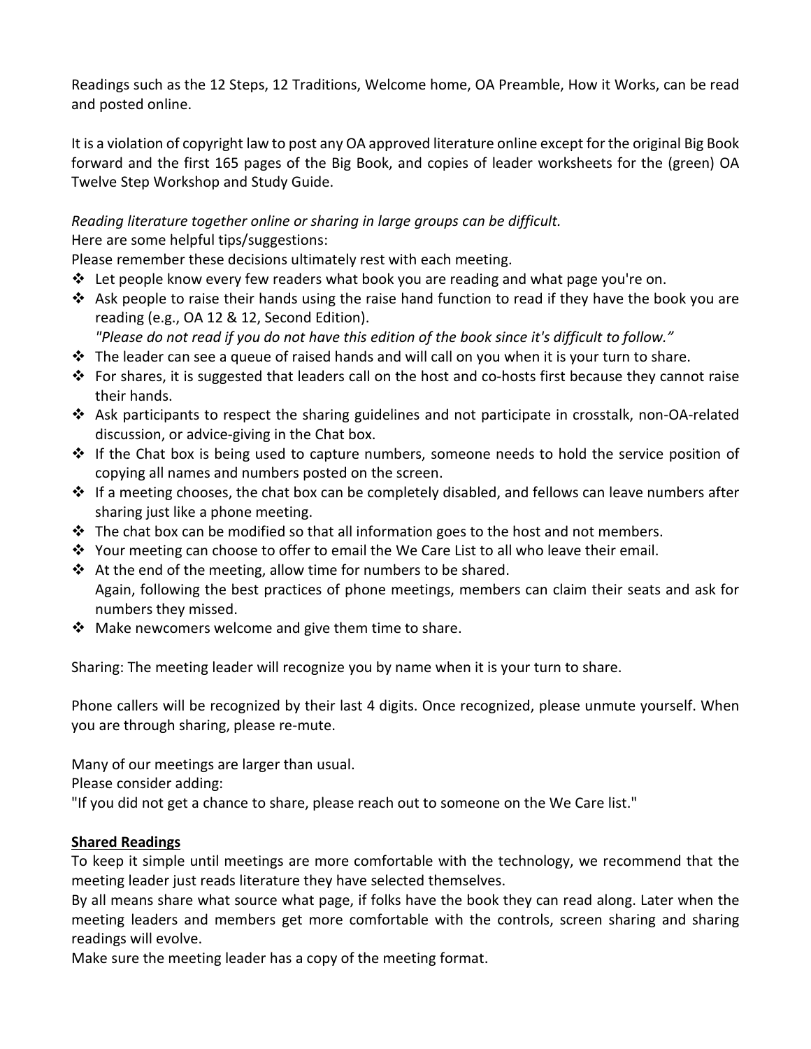Readings such as the 12 Steps, 12 Traditions, Welcome home, OA Preamble, How it Works, can be read and posted online.

It is a violation of copyright law to post any OA approved literature online except for the original Big Book forward and the first 165 pages of the Big Book, and copies of leader worksheets for the (green) OA Twelve Step Workshop and Study Guide.

*Reading literature together online or sharing in large groups can be difficult.*

Here are some helpful tips/suggestions:

Please remember these decisions ultimately rest with each meeting.

- Let people know every few readers what book you are reading and what page you're on.
- Ask people to raise their hands using the raise hand function to read if they have the book you are reading (e.g., OA 12 & 12, Second Edition).
  *"Please do not read if you do not have this edition of the book since it's difficult to follow."*
- The leader can see a queue of raised hands and will call on you when it is your turn to share.
- For shares, it is suggested that leaders call on the host and co-hosts first because they cannot raise their hands.
- Ask participants to respect the sharing guidelines and not participate in crosstalk, non-OA-related discussion, or advice-giving in the Chat box.
- If the Chat box is being used to capture numbers, someone needs to hold the service position of copying all names and numbers posted on the screen.
- If a meeting chooses, the chat box can be completely disabled, and fellows can leave numbers after sharing just like a phone meeting.
- The chat box can be modified so that all information goes to the host and not members.
- Your meeting can choose to offer to email the We Care List to all who leave their email.
- At the end of the meeting, allow time for numbers to be shared.
  Again, following the best practices of phone meetings, members can claim their seats and ask for numbers they missed.
- Make newcomers welcome and give them time to share.

Sharing: The meeting leader will recognize you by name when it is your turn to share.

Phone callers will be recognized by their last 4 digits. Once recognized, please unmute yourself. When you are through sharing, please re-mute.

Many of our meetings are larger than usual.

Please consider adding:

"If you did not get a chance to share, please reach out to someone on the We Care list."

**Shared Readings**

To keep it simple until meetings are more comfortable with the technology, we recommend that the meeting leader just reads literature they have selected themselves.

By all means share what source what page, if folks have the book they can read along. Later when the meeting leaders and members get more comfortable with the controls, screen sharing and sharing readings will evolve.

Make sure the meeting leader has a copy of the meeting format.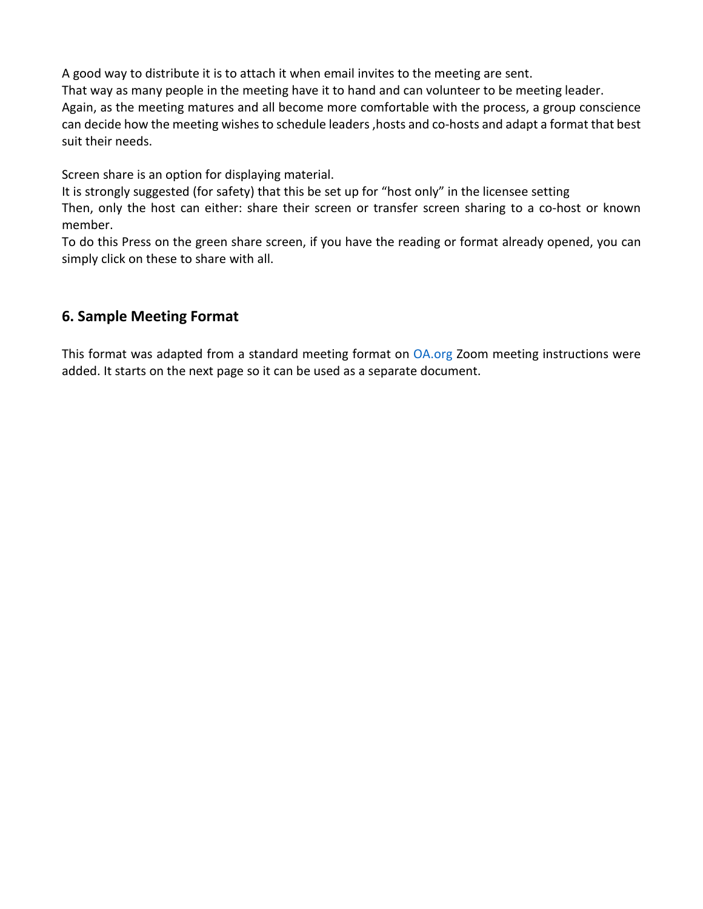A good way to distribute it is to attach it when email invites to the meeting are sent.
That way as many people in the meeting have it to hand and can volunteer to be meeting leader.
Again, as the meeting matures and all become more comfortable with the process, a group conscience can decide how the meeting wishes to schedule leaders ,hosts and co-hosts and adapt a format that best suit their needs.

Screen share is an option for displaying material.
It is strongly suggested (for safety) that this be set up for "host only" in the licensee setting
Then, only the host can either: share their screen or transfer screen sharing to a co-host or known member.
To do this Press on the green share screen, if you have the reading or format already opened, you can simply click on these to share with all.

## 6. Sample Meeting Format

This format was adapted from a standard meeting format on OA.org Zoom meeting instructions were added. It starts on the next page so it can be used as a separate document.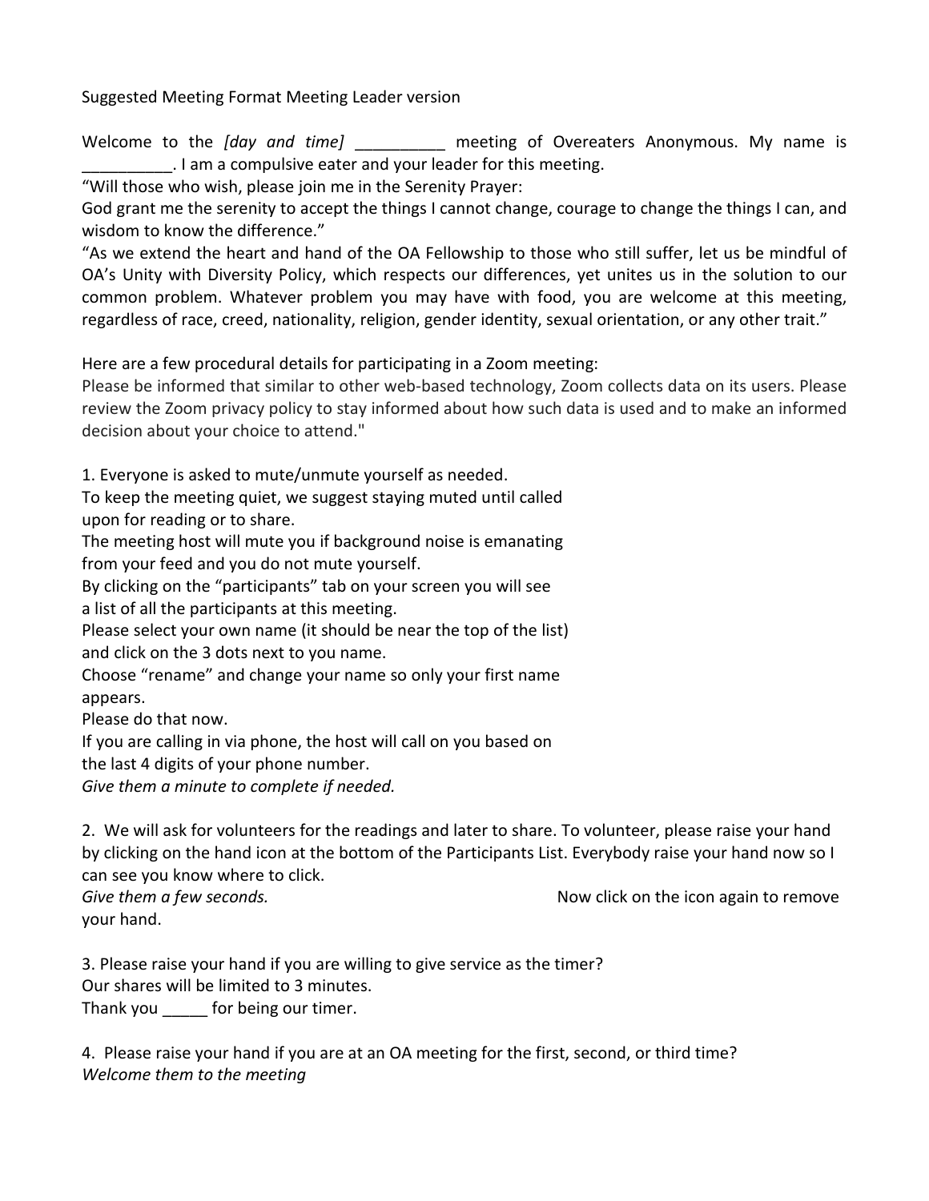Suggested Meeting Format Meeting Leader version

Welcome to the *[day and time]* __________ meeting of Overeaters Anonymous. My name is __________. I am a compulsive eater and your leader for this meeting.

"Will those who wish, please join me in the Serenity Prayer:
God grant me the serenity to accept the things I cannot change, courage to change the things I can, and wisdom to know the difference."

"As we extend the heart and hand of the OA Fellowship to those who still suffer, let us be mindful of OA's Unity with Diversity Policy, which respects our differences, yet unites us in the solution to our common problem. Whatever problem you may have with food, you are welcome at this meeting, regardless of race, creed, nationality, religion, gender identity, sexual orientation, or any other trait."

Here are a few procedural details for participating in a Zoom meeting:
Please be informed that similar to other web-based technology, Zoom collects data on its users. Please review the Zoom privacy policy to stay informed about how such data is used and to make an informed decision about your choice to attend."

1. Everyone is asked to mute/unmute yourself as needed.
To keep the meeting quiet, we suggest staying muted until called upon for reading or to share.
The meeting host will mute you if background noise is emanating from your feed and you do not mute yourself.
By clicking on the "participants" tab on your screen you will see a list of all the participants at this meeting.
Please select your own name (it should be near the top of the list) and click on the 3 dots next to you name.
Choose "rename" and change your name so only your first name appears.
Please do that now.
If you are calling in via phone, the host will call on you based on the last 4 digits of your phone number.
*Give them a minute to complete if needed.*

2. We will ask for volunteers for the readings and later to share. To volunteer, please raise your hand by clicking on the hand icon at the bottom of the Participants List. Everybody raise your hand now so I can see you know where to click.
*Give them a few seconds.* Now click on the icon again to remove your hand.

3. Please raise your hand if you are willing to give service as the timer?
Our shares will be limited to 3 minutes.
Thank you _____ for being our timer.

4. Please raise your hand if you are at an OA meeting for the first, second, or third time?
*Welcome them to the meeting*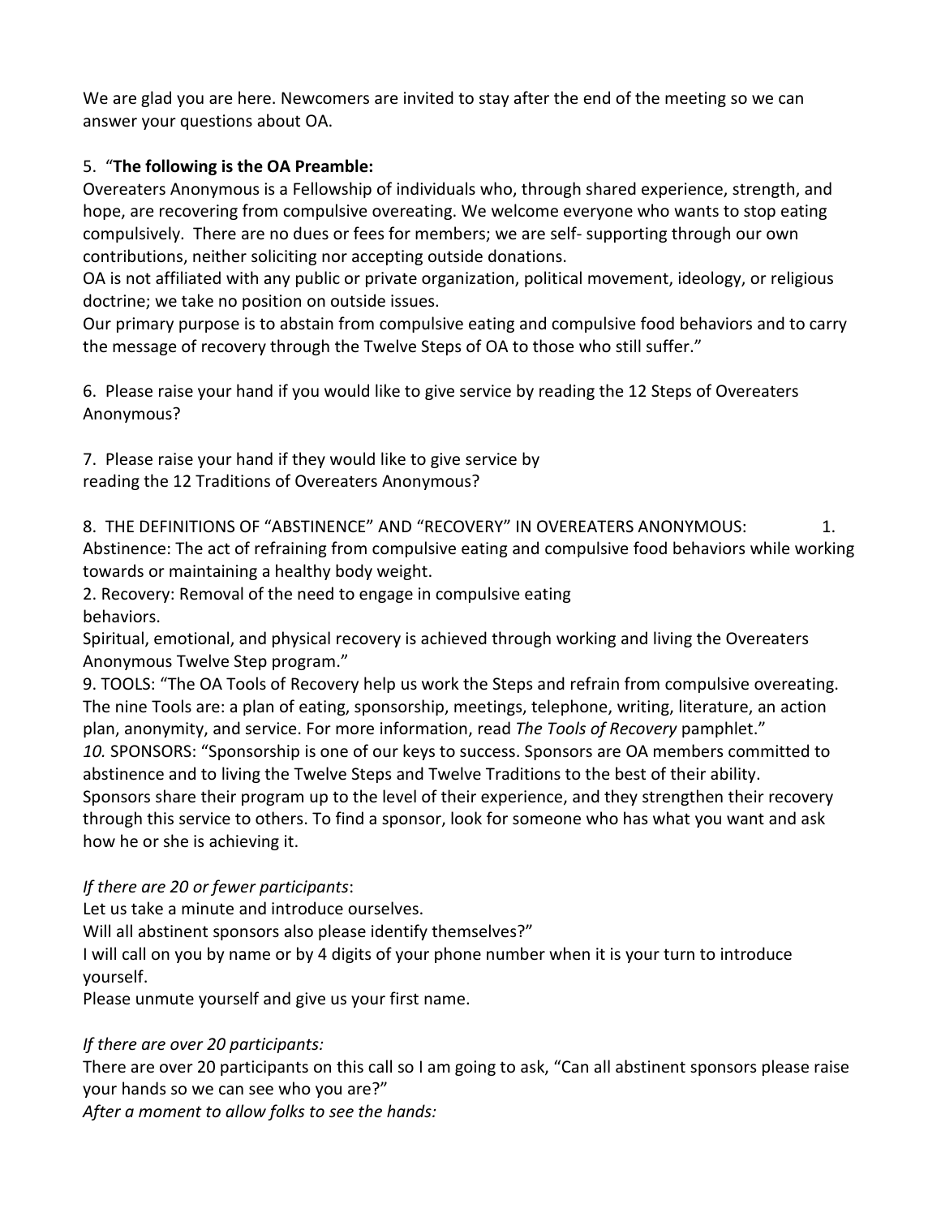We are glad you are here. Newcomers are invited to stay after the end of the meeting so we can answer your questions about OA.

5. "**The following is the OA Preamble:**
Overeaters Anonymous is a Fellowship of individuals who, through shared experience, strength, and hope, are recovering from compulsive overeating. We welcome everyone who wants to stop eating compulsively. There are no dues or fees for members; we are self- supporting through our own contributions, neither soliciting nor accepting outside donations.
OA is not affiliated with any public or private organization, political movement, ideology, or religious doctrine; we take no position on outside issues.
Our primary purpose is to abstain from compulsive eating and compulsive food behaviors and to carry the message of recovery through the Twelve Steps of OA to those who still suffer."

6. Please raise your hand if you would like to give service by reading the 12 Steps of Overeaters Anonymous?

7. Please raise your hand if they would like to give service by
reading the 12 Traditions of Overeaters Anonymous?

8. THE DEFINITIONS OF "ABSTINENCE" AND "RECOVERY" IN OVEREATERS ANONYMOUS: 1. Abstinence: The act of refraining from compulsive eating and compulsive food behaviors while working towards or maintaining a healthy body weight.
2. Recovery: Removal of the need to engage in compulsive eating
behaviors.
Spiritual, emotional, and physical recovery is achieved through working and living the Overeaters Anonymous Twelve Step program."
9. TOOLS: "The OA Tools of Recovery help us work the Steps and refrain from compulsive overeating. The nine Tools are: a plan of eating, sponsorship, meetings, telephone, writing, literature, an action plan, anonymity, and service. For more information, read *The Tools of Recovery* pamphlet."
*10.* SPONSORS: "Sponsorship is one of our keys to success. Sponsors are OA members committed to abstinence and to living the Twelve Steps and Twelve Traditions to the best of their ability. Sponsors share their program up to the level of their experience, and they strengthen their recovery through this service to others. To find a sponsor, look for someone who has what you want and ask how he or she is achieving it.

*If there are 20 or fewer participants*:
Let us take a minute and introduce ourselves.
Will all abstinent sponsors also please identify themselves?"
I will call on you by name or by 4 digits of your phone number when it is your turn to introduce yourself.
Please unmute yourself and give us your first name.

*If there are over 20 participants:*
There are over 20 participants on this call so I am going to ask, "Can all abstinent sponsors please raise your hands so we can see who you are?"
*After a moment to allow folks to see the hands:*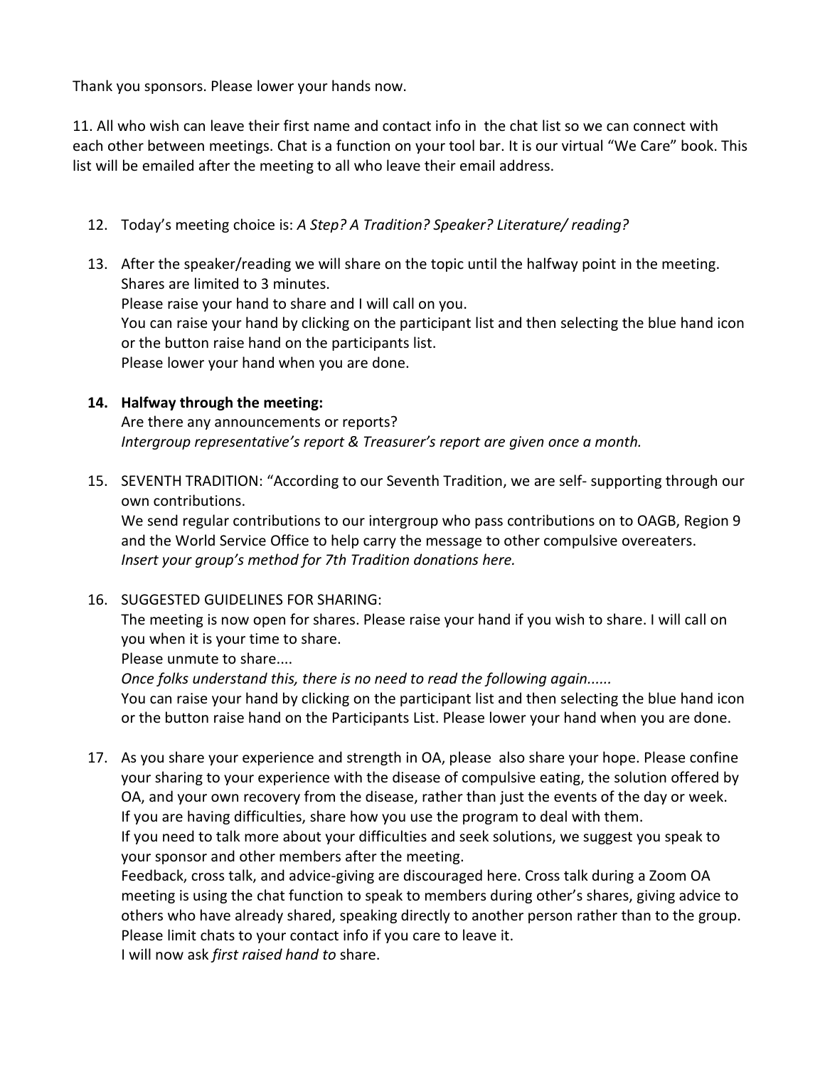Thank you sponsors. Please lower your hands now.

11. All who wish can leave their first name and contact info in the chat list so we can connect with each other between meetings. Chat is a function on your tool bar. It is our virtual "We Care" book. This list will be emailed after the meeting to all who leave their email address.

12. Today's meeting choice is: *A Step? A Tradition? Speaker? Literature/ reading?*

13. After the speaker/reading we will share on the topic until the halfway point in the meeting. Shares are limited to 3 minutes.
    Please raise your hand to share and I will call on you.
    You can raise your hand by clicking on the participant list and then selecting the blue hand icon or the button raise hand on the participants list.
    Please lower your hand when you are done.

14. **Halfway through the meeting:**
    Are there any announcements or reports?
    *Intergroup representative's report & Treasurer's report are given once a month.*

15. SEVENTH TRADITION: "According to our Seventh Tradition, we are self- supporting through our own contributions.
    We send regular contributions to our intergroup who pass contributions on to OAGB, Region 9 and the World Service Office to help carry the message to other compulsive overeaters.
    *Insert your group's method for 7th Tradition donations here.*

16. SUGGESTED GUIDELINES FOR SHARING:
    The meeting is now open for shares. Please raise your hand if you wish to share. I will call on you when it is your time to share.
    Please unmute to share....
    *Once folks understand this, there is no need to read the following again......*
    You can raise your hand by clicking on the participant list and then selecting the blue hand icon or the button raise hand on the Participants List. Please lower your hand when you are done.

17. As you share your experience and strength in OA, please also share your hope. Please confine your sharing to your experience with the disease of compulsive eating, the solution offered by OA, and your own recovery from the disease, rather than just the events of the day or week. If you are having difficulties, share how you use the program to deal with them.
    If you need to talk more about your difficulties and seek solutions, we suggest you speak to your sponsor and other members after the meeting.
    Feedback, cross talk, and advice-giving are discouraged here. Cross talk during a Zoom OA meeting is using the chat function to speak to members during other's shares, giving advice to others who have already shared, speaking directly to another person rather than to the group.
    Please limit chats to your contact info if you care to leave it.
    I will now ask *first raised hand to* share.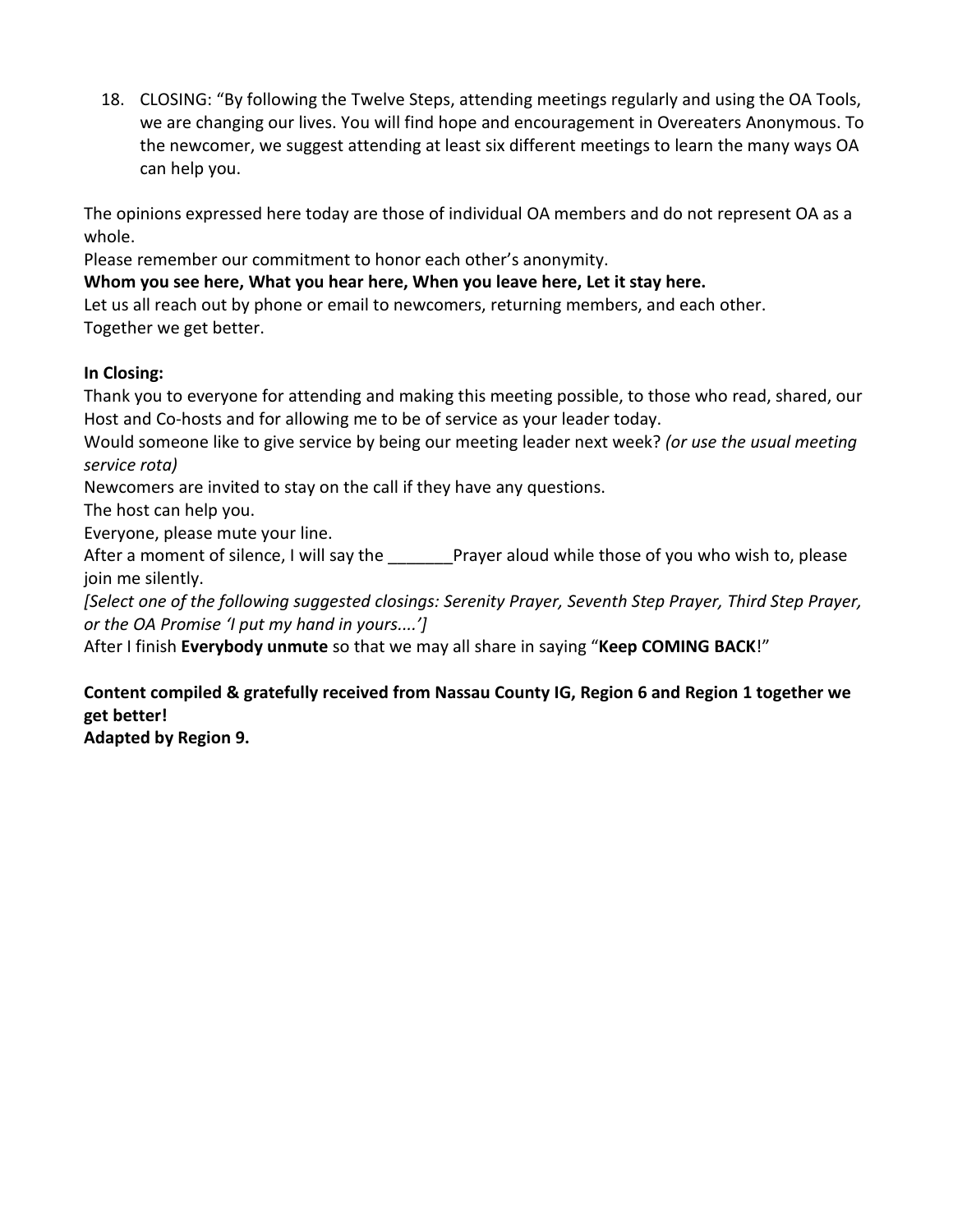18. CLOSING: "By following the Twelve Steps, attending meetings regularly and using the OA Tools, we are changing our lives. You will find hope and encouragement in Overeaters Anonymous. To the newcomer, we suggest attending at least six different meetings to learn the many ways OA can help you.

The opinions expressed here today are those of individual OA members and do not represent OA as a whole.
Please remember our commitment to honor each other's anonymity.
**Whom you see here, What you hear here, When you leave here, Let it stay here.**
Let us all reach out by phone or email to newcomers, returning members, and each other.
Together we get better.

**In Closing:**
Thank you to everyone for attending and making this meeting possible, to those who read, shared, our Host and Co-hosts and for allowing me to be of service as your leader today.
Would someone like to give service by being our meeting leader next week? *(or use the usual meeting service rota)*
Newcomers are invited to stay on the call if they have any questions.
The host can help you.
Everyone, please mute your line.
After a moment of silence, I will say the _______Prayer aloud while those of you who wish to, please join me silently.
*[Select one of the following suggested closings: Serenity Prayer, Seventh Step Prayer, Third Step Prayer, or the OA Promise 'I put my hand in yours....']*
After I finish **Everybody unmute** so that we may all share in saying "**Keep COMING BACK**!"

**Content compiled & gratefully received from Nassau County IG, Region 6 and Region 1 together we get better!**
**Adapted by Region 9.**